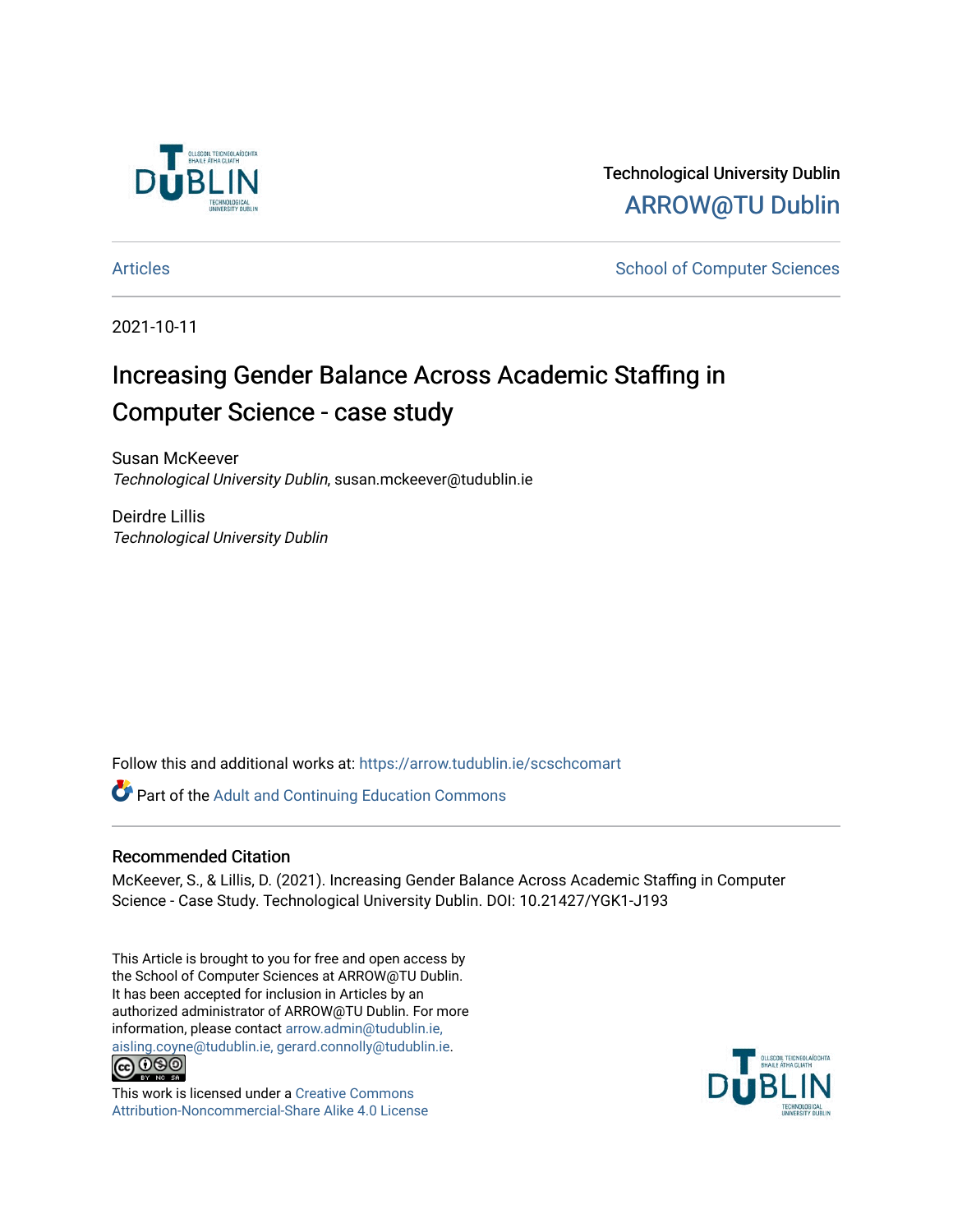Technological University Dublin

ARROW@TU Dublin

Articles | School of Computer Sciences

2021-10-11

# Increasing Gender Balance Across Academic Staffing in Computer Science - case study

Susan McKeever
*Technological University Dublin*, susan.mckeever@tudublin.ie

Deirdre Lillis
*Technological University Dublin*

Follow this and additional works at: https://arrow.tudublin.ie/scschcomart

Part of the Adult and Continuing Education Commons

## Recommended Citation

McKeever, S., & Lillis, D. (2021). Increasing Gender Balance Across Academic Staffing in Computer Science - Case Study. Technological University Dublin. DOI: 10.21427/YGK1-J193

This Article is brought to you for free and open access by the School of Computer Sciences at ARROW@TU Dublin. It has been accepted for inclusion in Articles by an authorized administrator of ARROW@TU Dublin. For more information, please contact arrow.admin@tudublin.ie, aisling.coyne@tudublin.ie, gerard.connolly@tudublin.ie.

This work is licensed under a Creative Commons Attribution-Noncommercial-Share Alike 4.0 License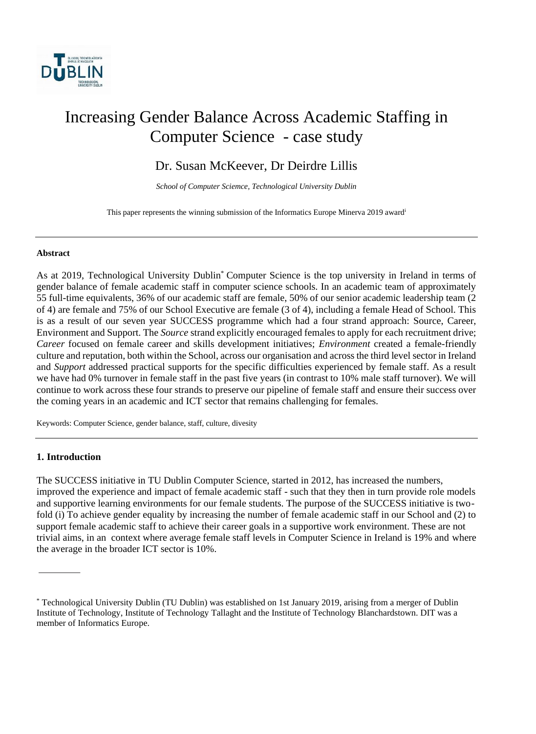# Increasing Gender Balance Across Academic Staffing in Computer Science - case study

Dr. Susan McKeever, Dr Deirdre Lillis

*School of Computer Sciemce, Technological University Dublin*

This paper represents the winning submission of the Informatics Europe Minerva 2019 award[i]

---

**Abstract**

As at 2019, Technological University Dublin[*] Computer Science is the top university in Ireland in terms of gender balance of female academic staff in computer science schools. In an academic team of approximately 55 full-time equivalents, 36% of our academic staff are female, 50% of our senior academic leadership team (2 of 4) are female and 75% of our School Executive are female (3 of 4), including a female Head of School. This is as a result of our seven year SUCCESS programme which had a four strand approach: Source, Career, Environment and Support. The *Source* strand explicitly encouraged females to apply for each recruitment drive; *Career* focused on female career and skills development initiatives; *Environment* created a female-friendly culture and reputation, both within the School, across our organisation and across the third level sector in Ireland and *Support* addressed practical supports for the specific difficulties experienced by female staff. As a result we have had 0% turnover in female staff in the past five years (in contrast to 10% male staff turnover). We will continue to work across these four strands to preserve our pipeline of female staff and ensure their success over the coming years in an academic and ICT sector that remains challenging for females.

Keywords: Computer Science, gender balance, staff, culture, divesity

---

## 1. Introduction

The SUCCESS initiative in TU Dublin Computer Science, started in 2012, has increased the numbers, improved the experience and impact of female academic staff - such that they then in turn provide role models and supportive learning environments for our female students. The purpose of the SUCCESS initiative is two-fold (i) To achieve gender equality by increasing the number of female academic staff in our School and (2) to support female academic staff to achieve their career goals in a supportive work environment. These are not trivial aims, in an context where average female staff levels in Computer Science in Ireland is 19% and where the average in the broader ICT sector is 10%.

---

[*] Technological University Dublin (TU Dublin) was established on 1st January 2019, arising from a merger of Dublin Institute of Technology, Institute of Technology Tallaght and the Institute of Technology Blanchardstown. DIT was a member of Informatics Europe.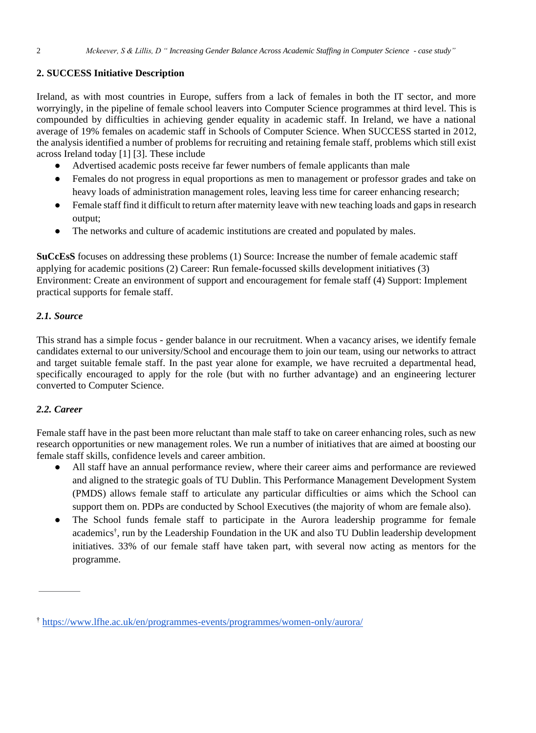## 2. SUCCESS Initiative Description

Ireland, as with most countries in Europe, suffers from a lack of females in both the IT sector, and more worryingly, in the pipeline of female school leavers into Computer Science programmes at third level. This is compounded by difficulties in achieving gender equality in academic staff. In Ireland, we have a national average of 19% females on academic staff in Schools of Computer Science. When SUCCESS started in 2012, the analysis identified a number of problems for recruiting and retaining female staff, problems which still exist across Ireland today [1] [3]. These include

- Advertised academic posts receive far fewer numbers of female applicants than male
- Females do not progress in equal proportions as men to management or professor grades and take on heavy loads of administration management roles, leaving less time for career enhancing research;
- Female staff find it difficult to return after maternity leave with new teaching loads and gaps in research output;
- The networks and culture of academic institutions are created and populated by males.

**SuCcEsS** focuses on addressing these problems (1) Source: Increase the number of female academic staff applying for academic positions (2) Career: Run female-focussed skills development initiatives (3) Environment: Create an environment of support and encouragement for female staff (4) Support: Implement practical supports for female staff.

### *2.1. Source*

This strand has a simple focus - gender balance in our recruitment. When a vacancy arises, we identify female candidates external to our university/School and encourage them to join our team, using our networks to attract and target suitable female staff. In the past year alone for example, we have recruited a departmental head, specifically encouraged to apply for the role (but with no further advantage) and an engineering lecturer converted to Computer Science.

### *2.2. Career*

Female staff have in the past been more reluctant than male staff to take on career enhancing roles, such as new research opportunities or new management roles. We run a number of initiatives that are aimed at boosting our female staff skills, confidence levels and career ambition.

- All staff have an annual performance review, where their career aims and performance are reviewed and aligned to the strategic goals of TU Dublin. This Performance Management Development System (PMDS) allows female staff to articulate any particular difficulties or aims which the School can support them on. PDPs are conducted by School Executives (the majority of whom are female also).
- The School funds female staff to participate in the Aurora leadership programme for female academics[†], run by the Leadership Foundation in the UK and also TU Dublin leadership development initiatives. 33% of our female staff have taken part, with several now acting as mentors for the programme.

---

[†] https://www.lfhe.ac.uk/en/programmes-events/programmes/women-only/aurora/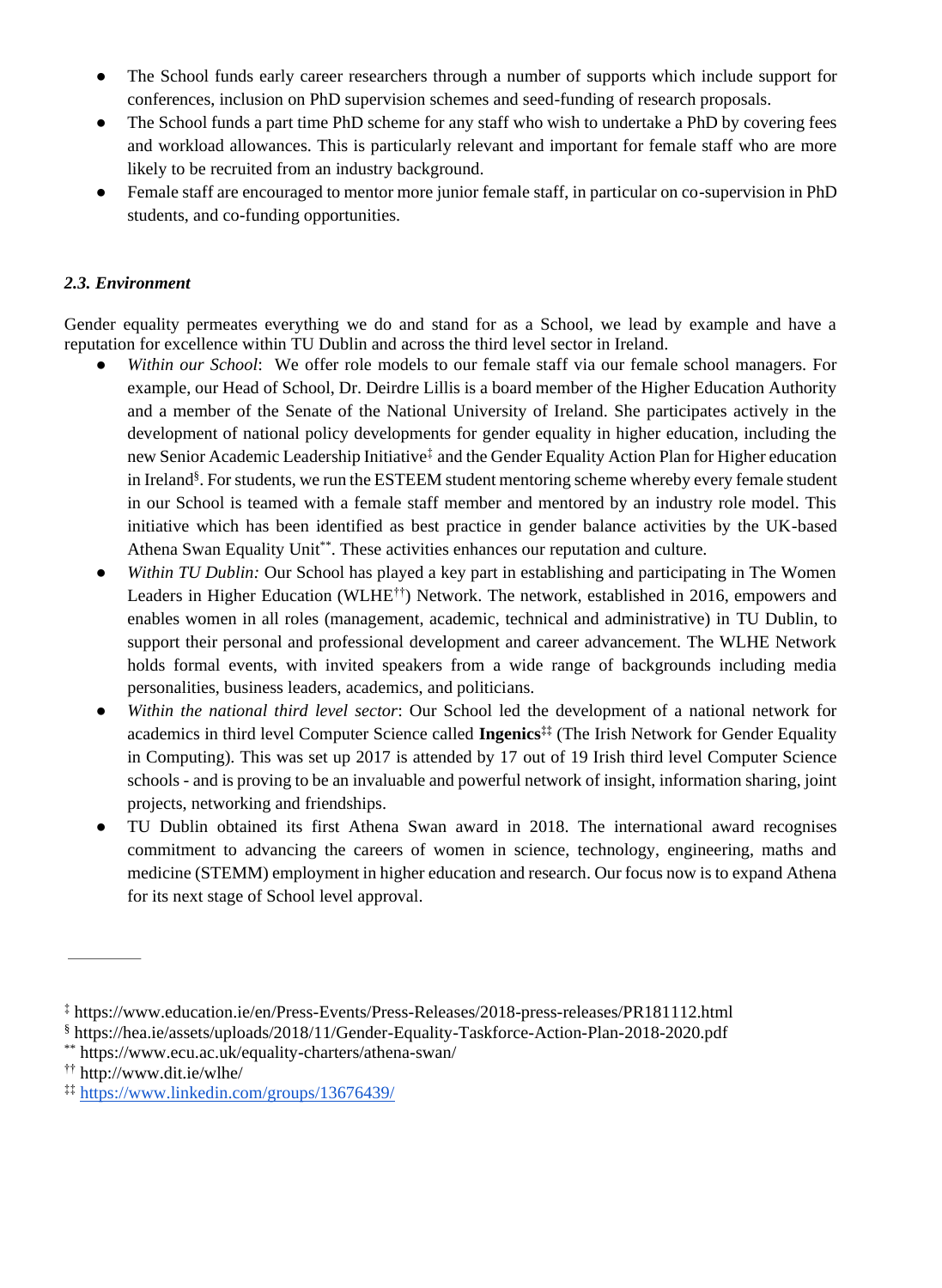- The School funds early career researchers through a number of supports which include support for conferences, inclusion on PhD supervision schemes and seed-funding of research proposals.
- The School funds a part time PhD scheme for any staff who wish to undertake a PhD by covering fees and workload allowances. This is particularly relevant and important for female staff who are more likely to be recruited from an industry background.
- Female staff are encouraged to mentor more junior female staff, in particular on co-supervision in PhD students, and co-funding opportunities.

### *2.3. Environment*

Gender equality permeates everything we do and stand for as a School, we lead by example and have a reputation for excellence within TU Dublin and across the third level sector in Ireland.

- *Within our School*: We offer role models to our female staff via our female school managers. For example, our Head of School, Dr. Deirdre Lillis is a board member of the Higher Education Authority and a member of the Senate of the National University of Ireland. She participates actively in the development of national policy developments for gender equality in higher education, including the new Senior Academic Leadership Initiative[‡] and the Gender Equality Action Plan for Higher education in Ireland[§]. For students, we run the ESTEEM student mentoring scheme whereby every female student in our School is teamed with a female staff member and mentored by an industry role model. This initiative which has been identified as best practice in gender balance activities by the UK-based Athena Swan Equality Unit[**]. These activities enhances our reputation and culture.
- *Within TU Dublin:* Our School has played a key part in establishing and participating in The Women Leaders in Higher Education (WLHE[††]) Network. The network, established in 2016, empowers and enables women in all roles (management, academic, technical and administrative) in TU Dublin, to support their personal and professional development and career advancement. The WLHE Network holds formal events, with invited speakers from a wide range of backgrounds including media personalities, business leaders, academics, and politicians.
- *Within the national third level sector*: Our School led the development of a national network for academics in third level Computer Science called **Ingenics**[‡‡] (The Irish Network for Gender Equality in Computing). This was set up 2017 is attended by 17 out of 19 Irish third level Computer Science schools - and is proving to be an invaluable and powerful network of insight, information sharing, joint projects, networking and friendships.
- TU Dublin obtained its first Athena Swan award in 2018. The international award recognises commitment to advancing the careers of women in science, technology, engineering, maths and medicine (STEMM) employment in higher education and research. Our focus now is to expand Athena for its next stage of School level approval.

---

[‡] https://www.education.ie/en/Press-Events/Press-Releases/2018-press-releases/PR181112.html

[§] https://hea.ie/assets/uploads/2018/11/Gender-Equality-Taskforce-Action-Plan-2018-2020.pdf

[**] https://www.ecu.ac.uk/equality-charters/athena-swan/

[††] http://www.dit.ie/wlhe/

[‡‡] https://www.linkedin.com/groups/13676439/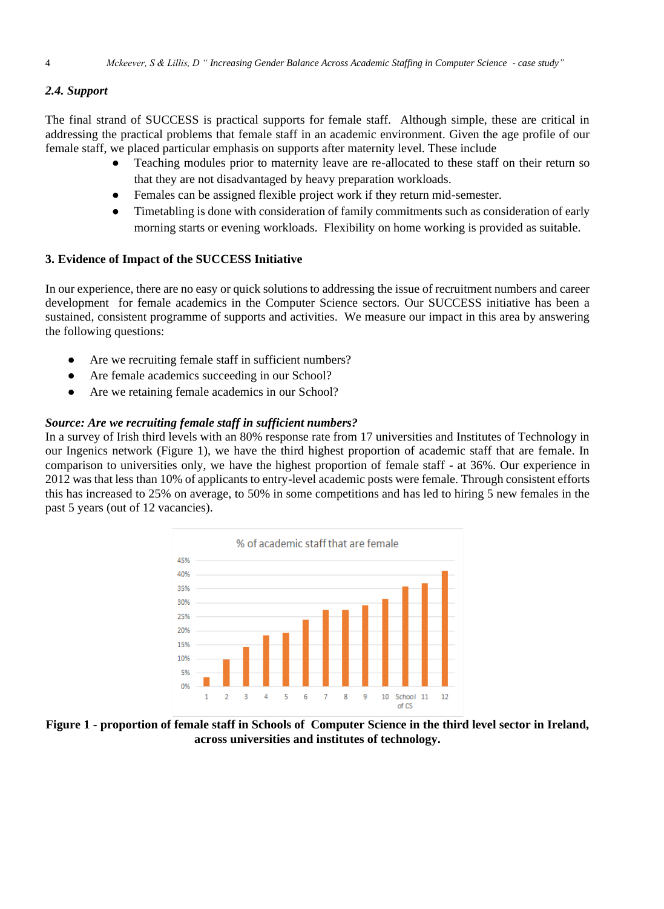### 2.4. Support

The final strand of SUCCESS is practical supports for female staff. Although simple, these are critical in addressing the practical problems that female staff in an academic environment. Given the age profile of our female staff, we placed particular emphasis on supports after maternity level. These include

- Teaching modules prior to maternity leave are re-allocated to these staff on their return so that they are not disadvantaged by heavy preparation workloads.
- Females can be assigned flexible project work if they return mid-semester.
- Timetabling is done with consideration of family commitments such as consideration of early morning starts or evening workloads. Flexibility on home working is provided as suitable.

## 3. Evidence of Impact of the SUCCESS Initiative

In our experience, there are no easy or quick solutions to addressing the issue of recruitment numbers and career development for female academics in the Computer Science sectors. Our SUCCESS initiative has been a sustained, consistent programme of supports and activities. We measure our impact in this area by answering the following questions:

- Are we recruiting female staff in sufficient numbers?
- Are female academics succeeding in our School?
- Are we retaining female academics in our School?

***Source: Are we recruiting female staff in sufficient numbers?***

In a survey of Irish third levels with an 80% response rate from 17 universities and Institutes of Technology in our Ingenics network (Figure 1), we have the third highest proportion of academic staff that are female. In comparison to universities only, we have the highest proportion of female staff - at 36%. Our experience in 2012 was that less than 10% of applicants to entry-level academic posts were female. Through consistent efforts this has increased to 25% on average, to 50% in some competitions and has led to hiring 5 new females in the past 5 years (out of 12 vacancies).

**Figure 1 - proportion of female staff in Schools of Computer Science in the third level sector in Ireland, across universities and institutes of technology.**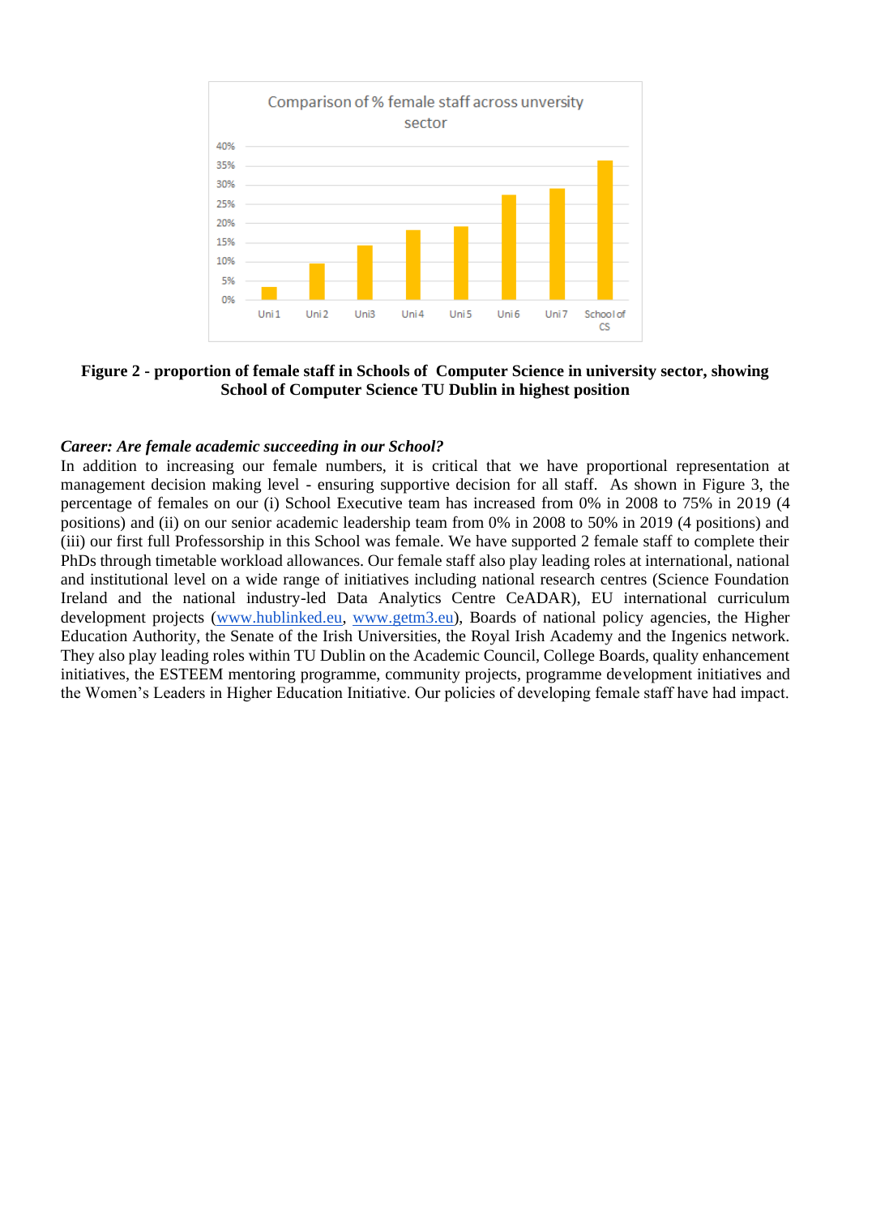Comparison of % female staff across unversity sector

| | Uni 1 | Uni 2 | Uni3 | Uni 4 | Uni 5 | Uni 6 | Uni 7 | School of CS |
|---|---|---|---|---|---|---|---|---|
| % female staff | ~3% | ~9% | ~14% | ~18% | ~19% | ~27% | ~29% | ~36% |

**Figure 2 - proportion of female staff in Schools of Computer Science in university sector, showing School of Computer Science TU Dublin in highest position**

***Career: Are female academic succeeding in our School?***

In addition to increasing our female numbers, it is critical that we have proportional representation at management decision making level - ensuring supportive decision for all staff. As shown in Figure 3, the percentage of females on our (i) School Executive team has increased from 0% in 2008 to 75% in 2019 (4 positions) and (ii) on our senior academic leadership team from 0% in 2008 to 50% in 2019 (4 positions) and (iii) our first full Professorship in this School was female. We have supported 2 female staff to complete their PhDs through timetable workload allowances. Our female staff also play leading roles at international, national and institutional level on a wide range of initiatives including national research centres (Science Foundation Ireland and the national industry-led Data Analytics Centre CeADAR), EU international curriculum development projects (www.hublinked.eu, www.getm3.eu), Boards of national policy agencies, the Higher Education Authority, the Senate of the Irish Universities, the Royal Irish Academy and the Ingenics network. They also play leading roles within TU Dublin on the Academic Council, College Boards, quality enhancement initiatives, the ESTEEM mentoring programme, community projects, programme development initiatives and the Women's Leaders in Higher Education Initiative. Our policies of developing female staff have had impact.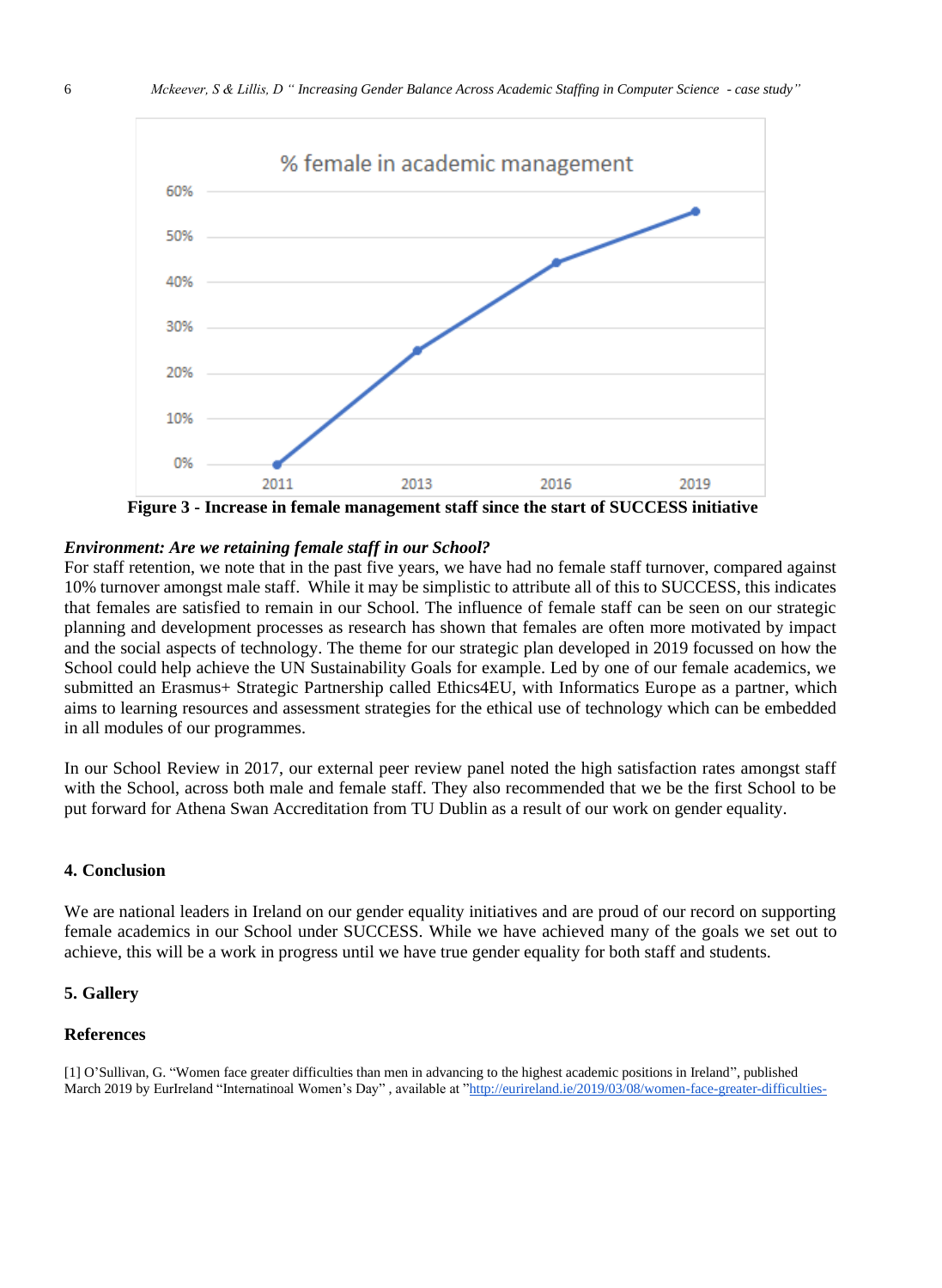Figure 3 - Increase in female management staff since the start of SUCCESS initiative

***Environment: Are we retaining female staff in our School?***

For staff retention, we note that in the past five years, we have had no female staff turnover, compared against 10% turnover amongst male staff. While it may be simplistic to attribute all of this to SUCCESS, this indicates that females are satisfied to remain in our School. The influence of female staff can be seen on our strategic planning and development processes as research has shown that females are often more motivated by impact and the social aspects of technology. The theme for our strategic plan developed in 2019 focussed on how the School could help achieve the UN Sustainability Goals for example. Led by one of our female academics, we submitted an Erasmus+ Strategic Partnership called Ethics4EU, with Informatics Europe as a partner, which aims to learning resources and assessment strategies for the ethical use of technology which can be embedded in all modules of our programmes.

In our School Review in 2017, our external peer review panel noted the high satisfaction rates amongst staff with the School, across both male and female staff. They also recommended that we be the first School to be put forward for Athena Swan Accreditation from TU Dublin as a result of our work on gender equality.

## 4. Conclusion

We are national leaders in Ireland on our gender equality initiatives and are proud of our record on supporting female academics in our School under SUCCESS. While we have achieved many of the goals we set out to achieve, this will be a work in progress until we have true gender equality for both staff and students.

## 5. Gallery

## References

[1] O'Sullivan, G. "Women face greater difficulties than men in advancing to the highest academic positions in Ireland", published March 2019 by EurIreland "Internatinoal Women's Day" , available at "http://eurireland.ie/2019/03/08/women-face-greater-difficulties-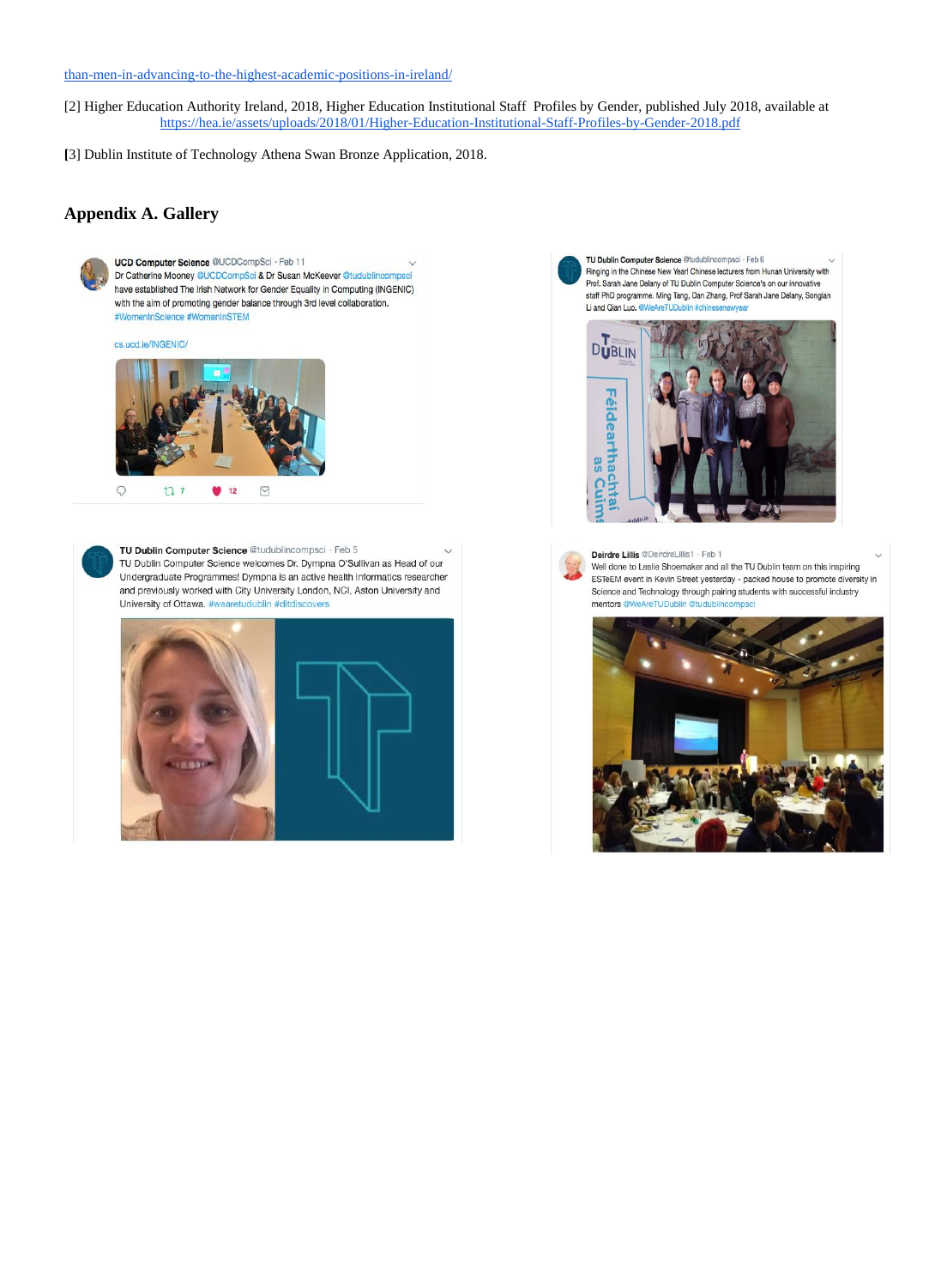than-men-in-advancing-to-the-highest-academic-positions-in-ireland/

[2] Higher Education Authority Ireland, 2018, Higher Education Institutional Staff Profiles by Gender, published July 2018, available at https://hea.ie/assets/uploads/2018/01/Higher-Education-Institutional-Staff-Profiles-by-Gender-2018.pdf

[3] Dublin Institute of Technology Athena Swan Bronze Application, 2018.

## Appendix A. Gallery

**UCD Computer Science** @UCDCompSci · Feb 11
Dr Catherine Mooney @UCDCompSci & Dr Susan McKeever @tudublincompsci have established The Irish Network for Gender Equality in Computing (INGENIC) with the aim of promoting gender balance through 3rd level collaboration. #WomenInScience #WomenInSTEM

cs.ucd.ie/INGENIC/

**TU Dublin Computer Science** @tudublincompsci · Feb 6
Ringing in the Chinese New Year! Chinese lecturers from Hunan University with Prof. Sarah Jane Delany of TU Dublin Computer Science's on our innovative staff PhD programme. Ming Tang, Dan Zhang, Prof Sarah Jane Delany, Songlan Li and Qian Luo. @WeAreTUDublin #chinesenewyear

**TU Dublin Computer Science** @tudublincompsci · Feb 5
TU Dublin Computer Science welcomes Dr. Dympna O'Sullivan as Head of our Undergraduate Programmes! Dympna is an active health informatics researcher and previously worked with City University London, NCI, Aston University and University of Ottawa. #wearetudublin #ditdiscovers

**Deirdre Lillis** @DeirdreLillis1 · Feb 1
Well done to Leslie Shoemaker and all the TU Dublin team on this inspiring ESTeEM event in Kevin Street yesterday - packed house to promote diversity in Science and Technology through pairing students with successful industry mentors @WeAreTUDublin @tudublincompsci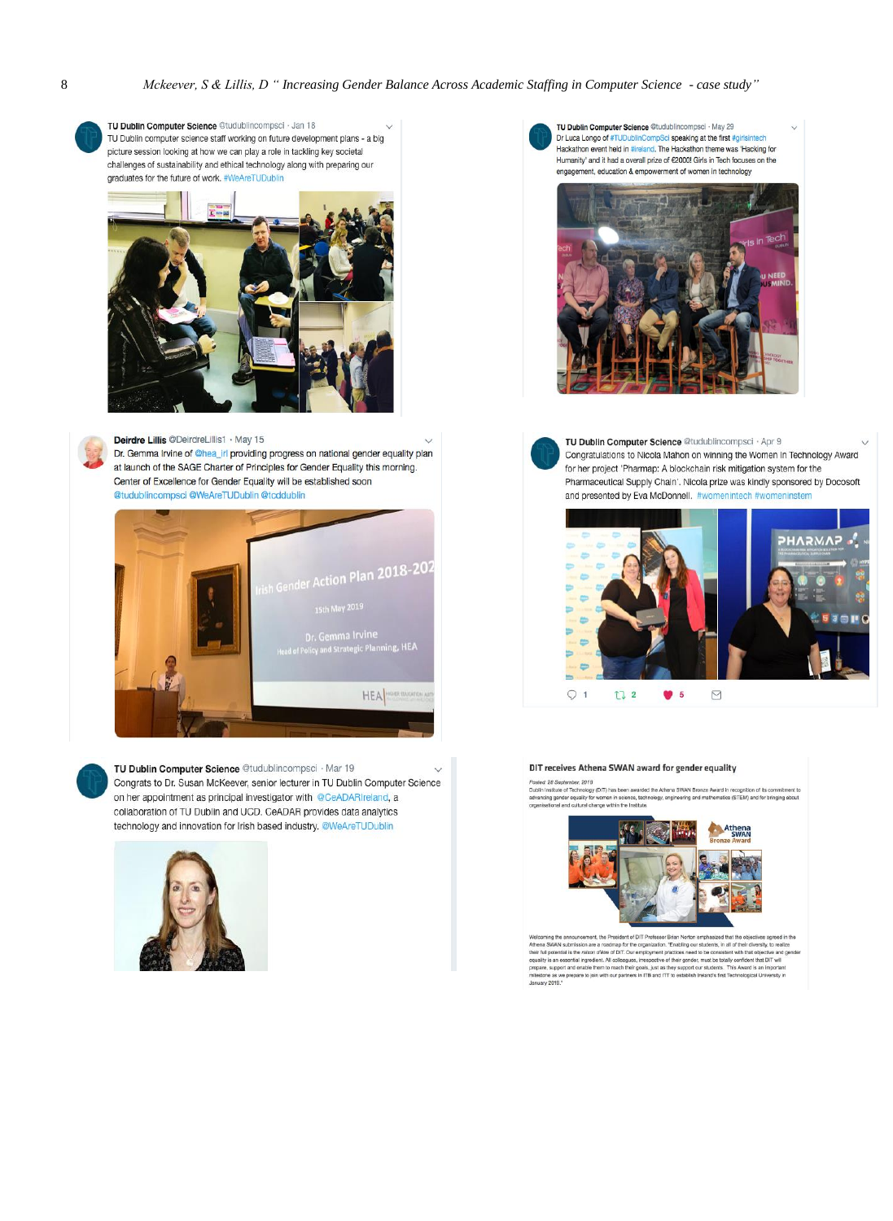TU Dublin Computer Science @tudublincompsci · Jan 18

TU Dublin computer science staff working on future development plans - a big picture session looking at how we can play a role in tackling key societal challenges of sustainability and ethical technology along with preparing our graduates for the future of work. #WeAreTUDublin

TU Dublin Computer Science @tudublincompsci · May 29

Dr Luca Longo of #TUDublinCompSci speaking at the first #girlsintech Hackathon event held in #ireland. The Hackathon theme was 'Hacking for Humanity' and it had a overall prize of €2000! Girls in Tech focuses on the engagement, education & empowerment of women in technology

Deirdre Lillis @DeirdreLillis1 · May 15

Dr. Gemma Irvine of @hea_irl providing progress on national gender equality plan at launch of the SAGE Charter of Principles for Gender Equality this morning. Center of Excellence for Gender Equality will be established soon @tudublincompsci @WeAreTUDublin @tcddublin

TU Dublin Computer Science @tudublincompsci · Apr 9

Congratulations to Nicola Mahon on winning the Women In Technology Award for her project 'Pharmap: A blockchain risk mitigation system for the Pharmaceutical Supply Chain'. Nicola prize was kindly sponsored by Docosoft and presented by Eva McDonnell. #womenintech #womeninstem

TU Dublin Computer Science @tudublincompsci · Mar 19

Congrats to Dr. Susan McKeever, senior lecturer in TU Dublin Computer Science on her appointment as principal investigator with @CeADARIreland, a collaboration of TU Dublin and UCD. CeADAR provides data analytics technology and innovation for Irish based industry. @WeAreTUDublin

**DIT receives Athena SWAN award for gender equality**

*Posted: 28 September 2018*

Dublin Institute of Technology (DIT) has been awarded the Athena SWAN Bronze Award in recognition of its commitment to advancing gender equality for women in science, technology, engineering and mathematics (STEM) and for bringing about organisational and cultural change within the Institute.

Welcoming the announcement, the President of DIT Professor Brian Norton emphasised that the objectives agreed in the Athena SWAN submission are a roadmap for the organisation. "Enabling our students, in all of their diversity, to realise their full potential is the raison d'être of DIT. Our employment practices need to be consistent with that objective and gender equality is an essential ingredient. All colleagues, irrespective of their gender, must be totally confident that DIT will prepare, support and enable them to reach their goals, just as they support our students. This Award is an important milestone as we prepare to join with our partners in ITB and ITT to establish Ireland's first Technological University in January 2019."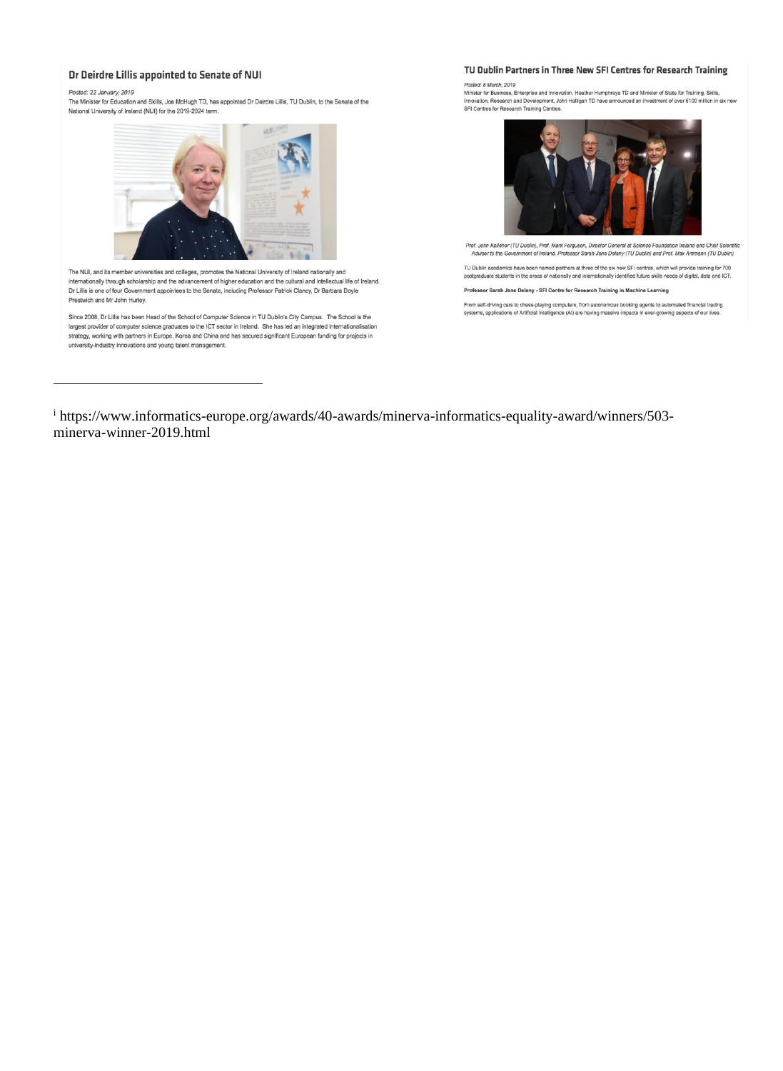## Dr Deirdre Lillis appointed to Senate of NUI

*Posted: 22 January, 2019*

The Minister for Education and Skills, Joe McHugh TD, has appointed Dr Deirdre Lillis, TU Dublin, to the Senate of the National University of Ireland (NUI) for the 2019-2024 term.

The NUI, and its member universities and colleges, promotes the National University of Ireland nationally and internationally through scholarship and the advancement of higher education and the cultural and intellectual life of Ireland. Dr Lillis is one of four Government appointees to the Senate, including Professor Patrick Clancy, Dr Barbara Doyle Prestwich and Mr John Hurley.

Since 2008, Dr Lillis has been Head of the School of Computer Science in TU Dublin's City Campus. The School is the largest provider of computer science graduates to the ICT sector in Ireland. She has led an integrated internationalisation strategy, working with partners in Europe, Korea and China and has secured significant European funding for projects in university-industry innovations and young talent management.

## TU Dublin Partners in Three New SFI Centres for Research Training

*Posted: 8 March, 2019*

Minister for Business, Enterprise and Innovation, Heather Humphreys TD and Minister of State for Training, Skills, Innovation, Research and Development, John Halligan TD have announced an investment of over €100 million in six new SFI Centres for Research Training Centres.

*Prof. John Kelleher (TU Dublin), Prof. Mark Ferguson, Director General at Science Foundation Ireland and Chief Scientific Adviser to the Government of Ireland, Professor Sarah Jane Delany (TU Dublin) and Prof. Max Ammann (TU Dublin)*

TU Dublin academics have been named partners at three of the six new SFI centres, which will provide training for 700 postgraduate students in the areas of nationally and internationally identified future skills needs of digital, data and ICT.

**Professor Sarah Jane Delany - SFI Centre for Research Training in Machine Learning**

From self-driving cars to chess-playing computers, from autonomous booking agents to automated financial trading systems, applications of Artificial Intelligence (AI) are having massive impacts in ever-growing aspects of our lives.

---

[i] https://www.informatics-europe.org/awards/40-awards/minerva-informatics-equality-award/winners/503-minerva-winner-2019.html